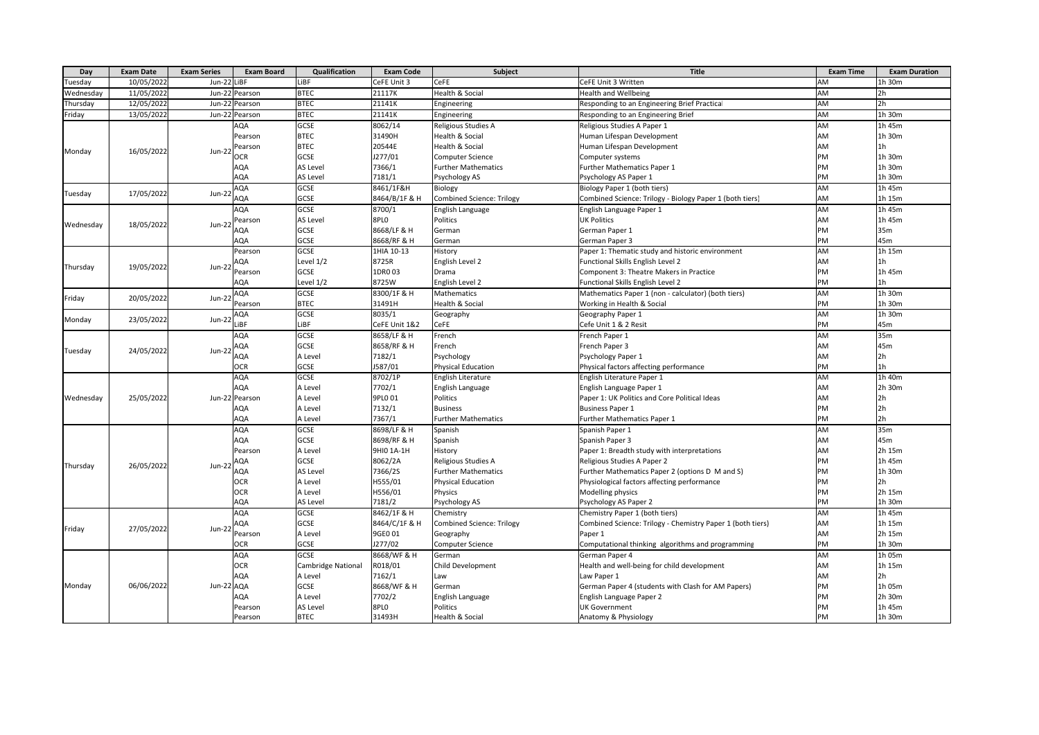| Day | Exam Date | Exam Series | Exam Board | Qualification | Exam Code | Subject | Title | Exam Time | Exam Duration |
|---|---|---|---|---|---|---|---|---|---|
| Tuesday | 10/05/2022 | Jun-22 | LiBF | LiBF | CeFE Unit 3 | CeFE | CeFE Unit 3 Written | AM | 1h 30m |
| Wednesday | 11/05/2022 | Jun-22 | Pearson | BTEC | 21117K | Health & Social | Health and Wellbeing | AM | 2h |
| Thursday | 12/05/2022 | Jun-22 | Pearson | BTEC | 21141K | Engineering | Responding to an Engineering Brief Practical | AM | 2h |
| Friday | 13/05/2022 | Jun-22 | Pearson | BTEC | 21141K | Engineering | Responding to an Engineering Brief | AM | 1h 30m |
| Monday | 16/05/2022 | Jun-22 | AQA | GCSE | 8062/14 | Religious Studies A | Religious Studies A Paper 1 | AM | 1h 45m |
| | | | Pearson | BTEC | 31490H | Health & Social | Human Lifespan Development | AM | 1h 30m |
| | | | Pearson | BTEC | 20544E | Health & Social | Human Lifespan Development | AM | 1h |
| | | | OCR | GCSE | J277/01 | Computer Science | Computer systems | PM | 1h 30m |
| | | | AQA | AS Level | 7366/1 | Further Mathematics | Further Mathematics Paper 1 | PM | 1h 30m |
| | | | AQA | AS Level | 7181/1 | Psychology AS | Psychology AS Paper 1 | PM | 1h 30m |
| Tuesday | 17/05/2022 | Jun-22 | AQA | GCSE | 8461/1F&H | Biology | Biology Paper 1 (both tiers) | AM | 1h 45m |
| | | | AQA | GCSE | 8464/B/1F & H | Combined Science: Trilogy | Combined Science: Trilogy - Biology Paper 1 (both tiers) | AM | 1h 15m |
| Wednesday | 18/05/2022 | Jun-22 | AQA | GCSE | 8700/1 | English Language | English Language Paper 1 | AM | 1h 45m |
| | | | Pearson | AS Level | 8PL0 | Politics | UK Politics | AM | 1h 45m |
| | | | AQA | GCSE | 8668/LF & H | German | German Paper 1 | PM | 35m |
| | | | AQA | GCSE | 8668/RF & H | German | German Paper 3 | PM | 45m |
| Thursday | 19/05/2022 | Jun-22 | Pearson | GCSE | 1HIA 10-13 | History | Paper 1: Thematic study and historic environment | AM | 1h 15m |
| | | | AQA | Level 1/2 | 8725R | English Level 2 | Functional Skills English Level 2 | AM | 1h |
| | | | Pearson | GCSE | 1DR0 03 | Drama | Component 3: Theatre Makers in Practice | PM | 1h 45m |
| | | | AQA | Level 1/2 | 8725W | English Level 2 | Functional Skills English Level 2 | PM | 1h |
| Friday | 20/05/2022 | Jun-22 | AQA | GCSE | 8300/1F & H | Mathematics | Mathematics Paper 1 (non - calculator) (both tiers) | AM | 1h 30m |
| | | | Pearson | BTEC | 31491H | Health & Social | Working in Health & Social | PM | 1h 30m |
| Monday | 23/05/2022 | Jun-22 | AQA | GCSE | 8035/1 | Geography | Geography Paper 1 | AM | 1h 30m |
| | | | LiBF | LiBF | CeFE Unit 1&2 | CeFE | Cefe Unit 1 & 2 Resit | PM | 45m |
| Tuesday | 24/05/2022 | Jun-22 | AQA | GCSE | 8658/LF & H | French | French Paper 1 | AM | 35m |
| | | | AQA | GCSE | 8658/RF & H | French | French Paper 3 | AM | 45m |
| | | | AQA | A Level | 7182/1 | Psychology | Psychology Paper 1 | AM | 2h |
| | | | OCR | GCSE | J587/01 | Physical Education | Physical factors affecting performance | PM | 1h |
| Wednesday | 25/05/2022 | Jun-22 | AQA | GCSE | 8702/1P | English Literature | English Literature Paper 1 | AM | 1h 40m |
| | | | AQA | A Level | 7702/1 | English Language | English Language Paper 1 | AM | 2h 30m |
| | | | Pearson | A Level | 9PL0 01 | Politics | Paper 1: UK Politics and Core Political Ideas | AM | 2h |
| | | | AQA | A Level | 7132/1 | Business | Business Paper 1 | PM | 2h |
| | | | AQA | A Level | 7367/1 | Further Mathematics | Further Mathematics Paper 1 | PM | 2h |
| Thursday | 26/05/2022 | Jun-22 | AQA | GCSE | 8698/LF & H | Spanish | Spanish Paper 1 | AM | 35m |
| | | | AQA | GCSE | 8698/RF & H | Spanish | Spanish Paper 3 | AM | 45m |
| | | | Pearson | A Level | 9HI0 1A-1H | History | Paper 1: Breadth study with interpretations | AM | 2h 15m |
| | | | AQA | GCSE | 8062/2A | Religious Studies A | Religious Studies A Paper 2 | PM | 1h 45m |
| | | | AQA | AS Level | 7366/2S | Further Mathematics | Further Mathematics Paper 2 (options D M and S) | PM | 1h 30m |
| | | | OCR | A Level | H555/01 | Physical Education | Physiological factors affecting performance | PM | 2h |
| | | | OCR | A Level | H556/01 | Physics | Modelling physics | PM | 2h 15m |
| | | | AQA | AS Level | 7181/2 | Psychology AS | Psychology AS Paper 2 | PM | 1h 30m |
| Friday | 27/05/2022 | Jun-22 | AQA | GCSE | 8462/1F & H | Chemistry | Chemistry Paper 1 (both tiers) | AM | 1h 45m |
| | | | AQA | GCSE | 8464/C/1F & H | Combined Science: Trilogy | Combined Science: Trilogy - Chemistry Paper 1 (both tiers) | AM | 1h 15m |
| | | | Pearson | A Level | 9GE0 01 | Geography | Paper 1 | AM | 2h 15m |
| | | | OCR | GCSE | J277/02 | Computer Science | Computational thinking algorithms and programming | PM | 1h 30m |
| Monday | 06/06/2022 | Jun-22 | AQA | GCSE | 8668/WF & H | German | German Paper 4 | AM | 1h 05m |
| | | | OCR | Cambridge National | R018/01 | Child Development | Health and well-being for child development | AM | 1h 15m |
| | | | AQA | A Level | 7162/1 | Law | Law Paper 1 | AM | 2h |
| | | | AQA | GCSE | 8668/WF & H | German | German Paper 4 (students with Clash for AM Papers) | PM | 1h 05m |
| | | | AQA | A Level | 7702/2 | English Language | English Language Paper 2 | PM | 2h 30m |
| | | | Pearson | AS Level | 8PL0 | Politics | UK Government | PM | 1h 45m |
| | | | Pearson | BTEC | 31493H | Health & Social | Anatomy & Physiology | PM | 1h 30m |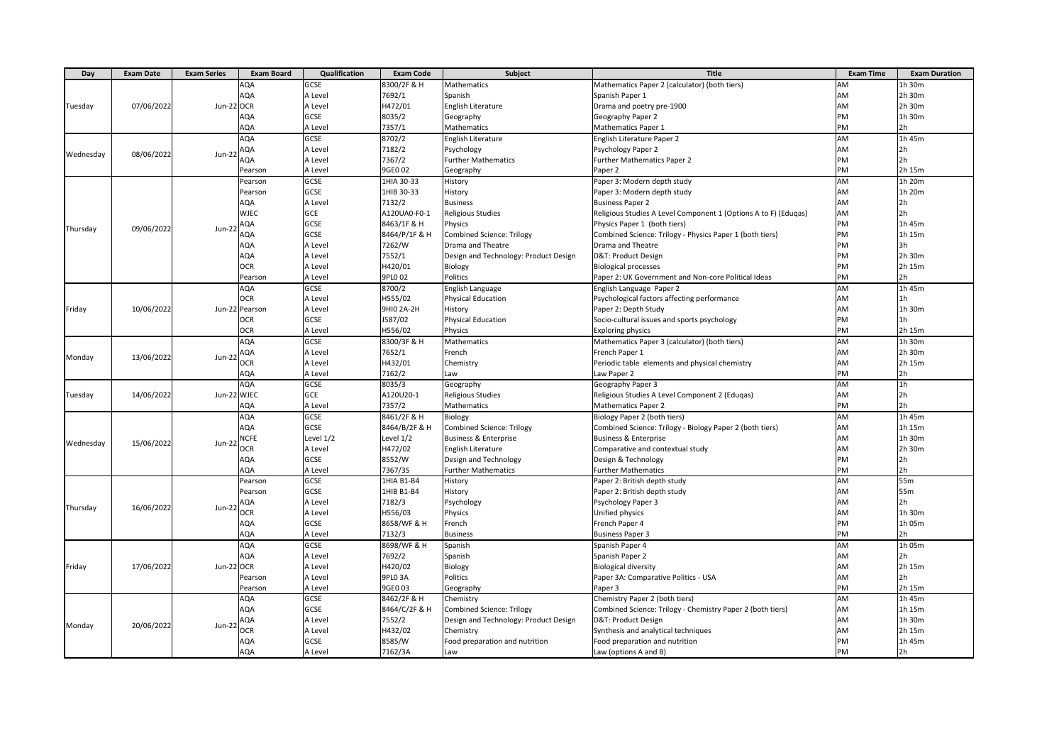| Day | Exam Date | Exam Series | Exam Board | Qualification | Exam Code | Subject | Title | Exam Time | Exam Duration |
|---|---|---|---|---|---|---|---|---|---|
| Tuesday | 07/06/2022 | Jun-22 | AQA | GCSE | 8300/2F & H | Mathematics | Mathematics Paper 2 (calculator) (both tiers) | AM | 1h 30m |
| | | | AQA | A Level | 7692/1 | Spanish | Spanish Paper 1 | AM | 2h 30m |
| | | | OCR | A Level | H472/01 | English Literature | Drama and poetry pre-1900 | AM | 2h 30m |
| | | | AQA | GCSE | 8035/2 | Geography | Geography Paper 2 | PM | 1h 30m |
| | | | AQA | A Level | 7357/1 | Mathematics | Mathematics Paper 1 | PM | 2h |
| Wednesday | 08/06/2022 | Jun-22 | AQA | GCSE | 8702/2 | English Literature | English Literature Paper 2 | AM | 1h 45m |
| | | | AQA | A Level | 7182/2 | Psychology | Psychology Paper 2 | AM | 2h |
| | | | AQA | A Level | 7367/2 | Further Mathematics | Further Mathematics Paper 2 | PM | 2h |
| | | | Pearson | A Level | 9GE0 02 | Geography | Paper 2 | PM | 2h 15m |
| Thursday | 09/06/2022 | Jun-22 | Pearson | GCSE | 1HIA 30-33 | History | Paper 3: Modern depth study | AM | 1h 20m |
| | | | Pearson | GCSE | 1HIB 30-33 | History | Paper 3: Modern depth study | AM | 1h 20m |
| | | | AQA | A Level | 7132/2 | Business | Business Paper 2 | AM | 2h |
| | | | WJEC | GCE | A120UA0-F0-1 | Religious Studies | Religious Studies A Level Component 1 (Options A to F) (Eduqas) | AM | 2h |
| | | | AQA | GCSE | 8463/1F & H | Physics | Physics Paper 1 (both tiers) | PM | 1h 45m |
| | | | AQA | GCSE | 8464/P/1F & H | Combined Science: Trilogy | Combined Science: Trilogy - Physics Paper 1 (both tiers) | PM | 1h 15m |
| | | | AQA | A Level | 7262/W | Drama and Theatre | Drama and Theatre | PM | 3h |
| | | | AQA | A Level | 7552/1 | Design and Technology: Product Design | D&T: Product Design | PM | 2h 30m |
| | | | OCR | A Level | H420/01 | Biology | Biological processes | PM | 2h 15m |
| | | | Pearson | A Level | 9PL0 02 | Politics | Paper 2: UK Government and Non-core Political Ideas | PM | 2h |
| Friday | 10/06/2022 | Jun-22 | AQA | GCSE | 8700/2 | English Language | English Language Paper 2 | AM | 1h 45m |
| | | | OCR | A Level | H555/02 | Physical Education | Psychological factors affecting performance | AM | 1h |
| | | | Pearson | A Level | 9HI0 2A-2H | History | Paper 2: Depth Study | AM | 1h 30m |
| | | | OCR | GCSE | J587/02 | Physical Education | Socio-cultural issues and sports psychology | PM | 1h |
| | | | OCR | A Level | H556/02 | Physics | Exploring physics | PM | 2h 15m |
| Monday | 13/06/2022 | Jun-22 | AQA | GCSE | 8300/3F & H | Mathematics | Mathematics Paper 3 (calculator) (both tiers) | AM | 1h 30m |
| | | | AQA | A Level | 7652/1 | French | French Paper 1 | AM | 2h 30m |
| | | | OCR | A Level | H432/01 | Chemistry | Periodic table elements and physical chemistry | AM | 2h 15m |
| | | | AQA | A Level | 7162/2 | Law | Law Paper 2 | PM | 2h |
| Tuesday | 14/06/2022 | Jun-22 | AQA | GCSE | 8035/3 | Geography | Geography Paper 3 | AM | 1h |
| | | | WJEC | GCE | A120U20-1 | Religious Studies | Religious Studies A Level Component 2 (Eduqas) | AM | 2h |
| | | | AQA | A Level | 7357/2 | Mathematics | Mathematics Paper 2 | PM | 2h |
| Wednesday | 15/06/2022 | Jun-22 | AQA | GCSE | 8461/2F & H | Biology | Biology Paper 2 (both tiers) | AM | 1h 45m |
| | | | AQA | GCSE | 8464/B/2F & H | Combined Science: Trilogy | Combined Science: Trilogy - Biology Paper 2 (both tiers) | AM | 1h 15m |
| | | | NCFE | Level 1/2 | Level 1/2 | Business & Enterprise | Business & Enterprise | AM | 1h 30m |
| | | | OCR | A Level | H472/02 | English Literature | Comparative and contextual study | AM | 2h 30m |
| | | | AQA | GCSE | 8552/W | Design and Technology | Design & Technology | PM | 2h |
| | | | AQA | A Level | 7367/3S | Further Mathematics | Further Mathematics | PM | 2h |
| Thursday | 16/06/2022 | Jun-22 | Pearson | GCSE | 1HIA B1-B4 | History | Paper 2: British depth study | AM | 55m |
| | | | Pearson | GCSE | 1HIB B1-B4 | History | Paper 2: British depth study | AM | 55m |
| | | | AQA | A Level | 7182/3 | Psychology | Psychology Paper 3 | AM | 2h |
| | | | OCR | A Level | H556/03 | Physics | Unified physics | AM | 1h 30m |
| | | | AQA | GCSE | 8658/WF & H | French | French Paper 4 | PM | 1h 05m |
| | | | AQA | A Level | 7132/3 | Business | Business Paper 3 | PM | 2h |
| Friday | 17/06/2022 | Jun-22 | AQA | GCSE | 8698/WF & H | Spanish | Spanish Paper 4 | AM | 1h 05m |
| | | | AQA | A Level | 7692/2 | Spanish | Spanish Paper 2 | AM | 2h |
| | | | OCR | A Level | H420/02 | Biology | Biological diversity | AM | 2h 15m |
| | | | Pearson | A Level | 9PL0 3A | Politics | Paper 3A: Comparative Politics - USA | AM | 2h |
| | | | Pearson | A Level | 9GE0 03 | Geography | Paper 3 | PM | 2h 15m |
| Monday | 20/06/2022 | Jun-22 | AQA | GCSE | 8462/2F & H | Chemistry | Chemistry Paper 2 (both tiers) | AM | 1h 45m |
| | | | AQA | GCSE | 8464/C/2F & H | Combined Science: Trilogy | Combined Science: Trilogy - Chemistry Paper 2 (both tiers) | AM | 1h 15m |
| | | | AQA | A Level | 7552/2 | Design and Technology: Product Design | D&T: Product Design | AM | 1h 30m |
| | | | OCR | A Level | H432/02 | Chemistry | Synthesis and analytical techniques | AM | 2h 15m |
| | | | AQA | GCSE | 8585/W | Food preparation and nutrition | Food preparation and nutrition | PM | 1h 45m |
| | | | AQA | A Level | 7162/3A | Law | Law (options A and B) | PM | 2h |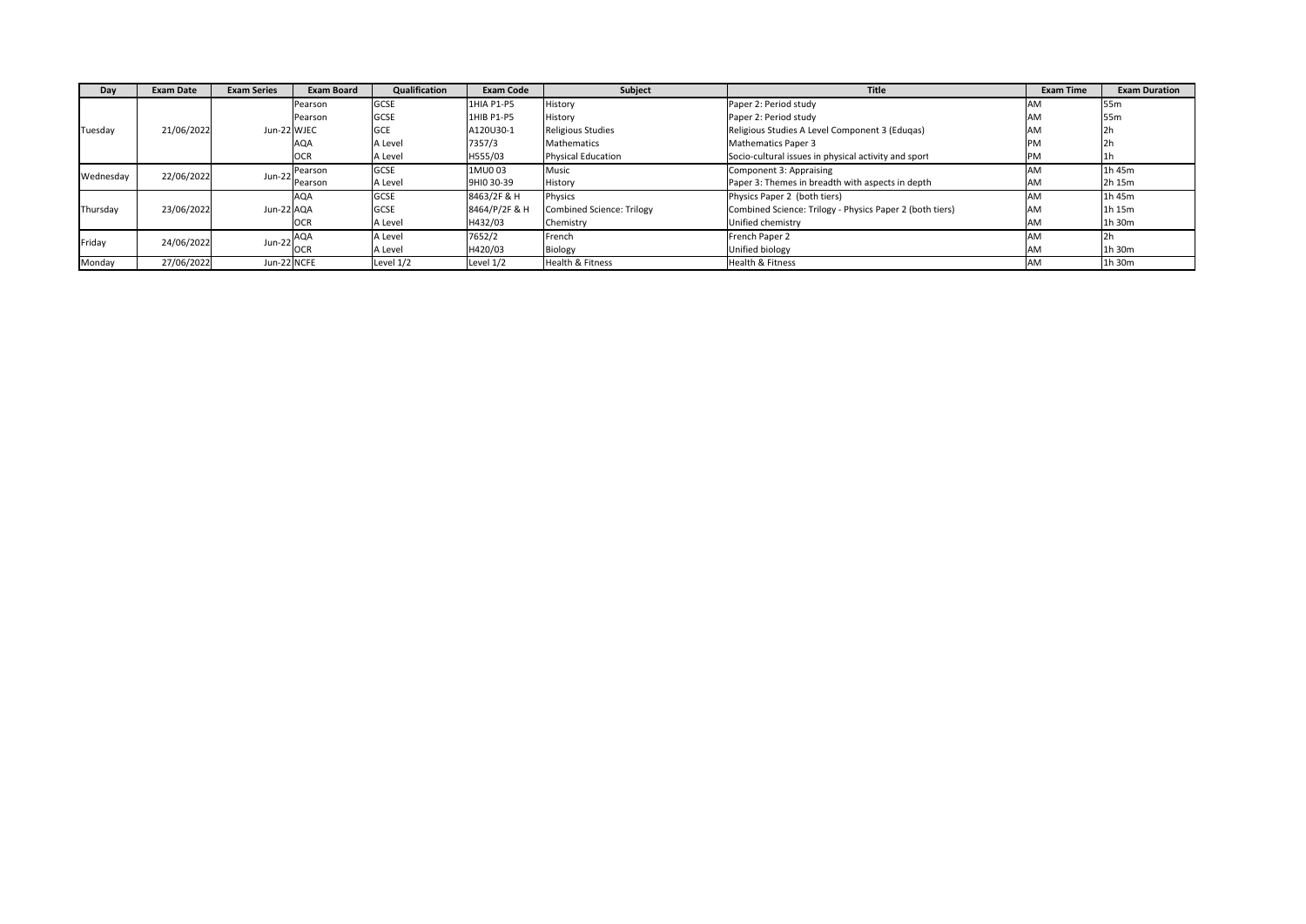| Day | Exam Date | Exam Series | Exam Board | Qualification | Exam Code | Subject | Title | Exam Time | Exam Duration |
|---|---|---|---|---|---|---|---|---|---|
| Tuesday | 21/06/2022 | Jun-22 | Pearson | GCSE | 1HIA P1-P5 | History | Paper 2: Period study | AM | 55m |
| | | | Pearson | GCSE | 1HIB P1-P5 | History | Paper 2: Period study | AM | 55m |
| | | | WJEC | GCE | A120U30-1 | Religious Studies | Religious Studies A Level Component 3 (Eduqas) | AM | 2h |
| | | | AQA | A Level | 7357/3 | Mathematics | Mathematics Paper 3 | PM | 2h |
| | | | OCR | A Level | H555/03 | Physical Education | Socio-cultural issues in physical activity and sport | PM | 1h |
| Wednesday | 22/06/2022 | Jun-22 | Pearson | GCSE | 1MU0 03 | Music | Component 3: Appraising | AM | 1h 45m |
| | | | Pearson | A Level | 9HI0 30-39 | History | Paper 3: Themes in breadth with aspects in depth | AM | 2h 15m |
| Thursday | 23/06/2022 | Jun-22 | AQA | GCSE | 8463/2F & H | Physics | Physics Paper 2 (both tiers) | AM | 1h 45m |
| | | | AQA | GCSE | 8464/P/2F & H | Combined Science: Trilogy | Combined Science: Trilogy - Physics Paper 2 (both tiers) | AM | 1h 15m |
| | | | OCR | A Level | H432/03 | Chemistry | Unified chemistry | AM | 1h 30m |
| Friday | 24/06/2022 | Jun-22 | AQA | A Level | 7652/2 | French | French Paper 2 | AM | 2h |
| | | | OCR | A Level | H420/03 | Biology | Unified biology | AM | 1h 30m |
| Monday | 27/06/2022 | Jun-22 | NCFE | Level 1/2 | Level 1/2 | Health & Fitness | Health & Fitness | AM | 1h 30m |